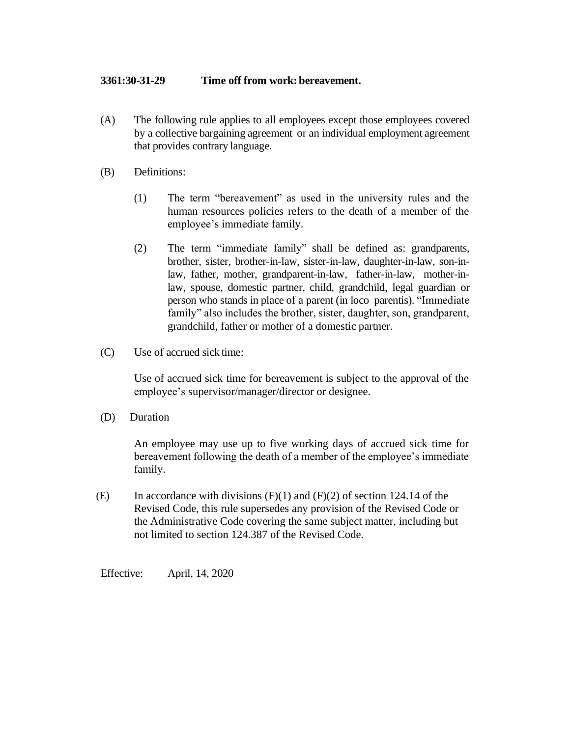**3361:30-31-29 Time off from work: bereavement.**

(A) The following rule applies to all employees except those employees covered by a collective bargaining agreement or an individual employment agreement that provides contrary language.

(B) Definitions:

(1) The term "bereavement" as used in the university rules and the human resources policies refers to the death of a member of the employee's immediate family.

(2) The term "immediate family" shall be defined as: grandparents, brother, sister, brother-in-law, sister-in-law, daughter-in-law, son-in-law, father, mother, grandparent-in-law, father-in-law, mother-in-law, spouse, domestic partner, child, grandchild, legal guardian or person who stands in place of a parent (in loco parentis). "Immediate family" also includes the brother, sister, daughter, son, grandparent, grandchild, father or mother of a domestic partner.

(C) Use of accrued sick time:

Use of accrued sick time for bereavement is subject to the approval of the employee's supervisor/manager/director or designee.

(D) Duration

An employee may use up to five working days of accrued sick time for bereavement following the death of a member of the employee's immediate family.

(E) In accordance with divisions (F)(1) and (F)(2) of section 124.14 of the Revised Code, this rule supersedes any provision of the Revised Code or the Administrative Code covering the same subject matter, including but not limited to section 124.387 of the Revised Code.

Effective: April, 14, 2020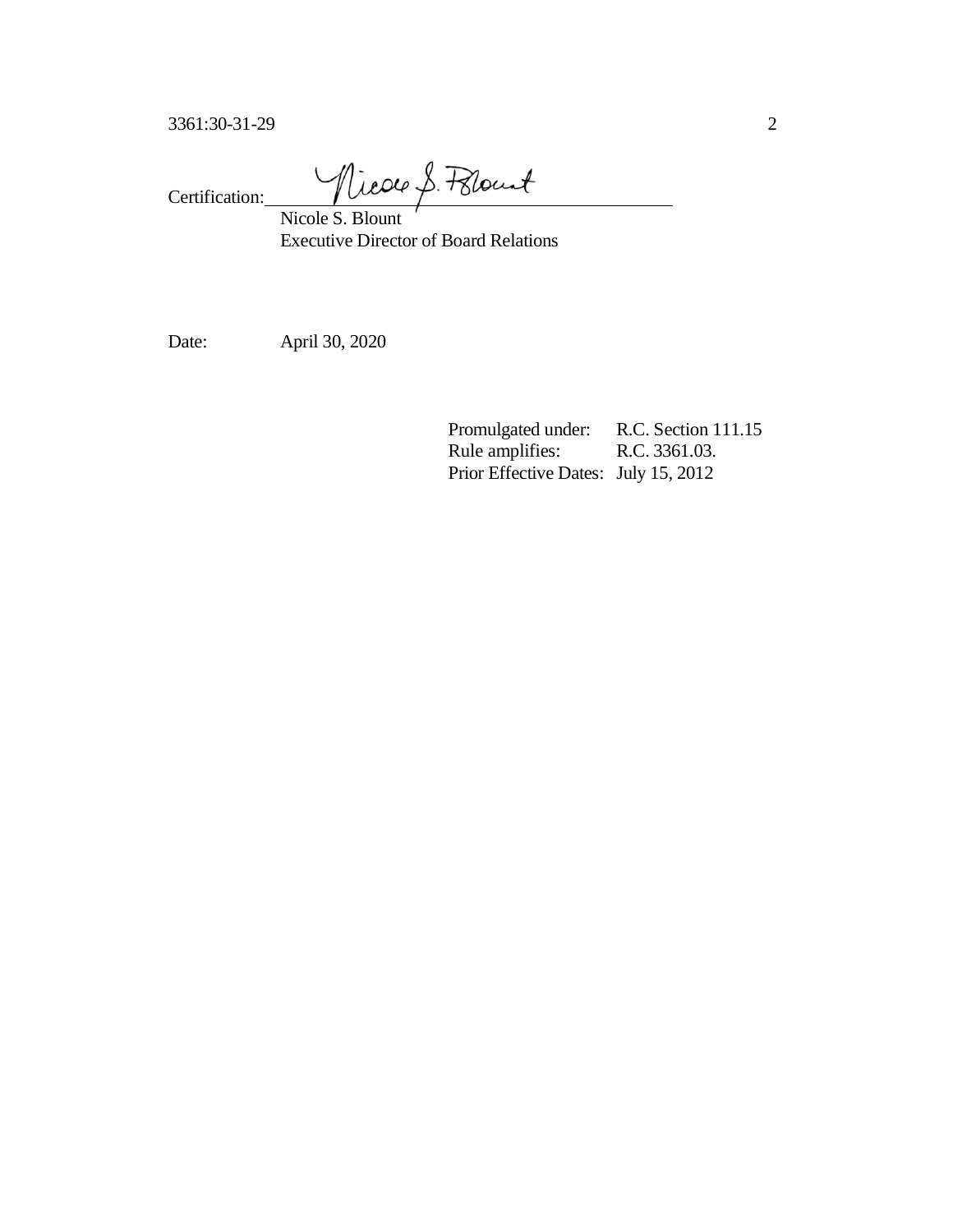Certification: Nicole S. Blount

Nicole S. Blount
Executive Director of Board Relations

Date: April 30, 2020

| | |
|---|---|
| Promulgated under: | R.C. Section 111.15 |
| Rule amplifies: | R.C. 3361.03. |
| Prior Effective Dates: | July 15, 2012 |